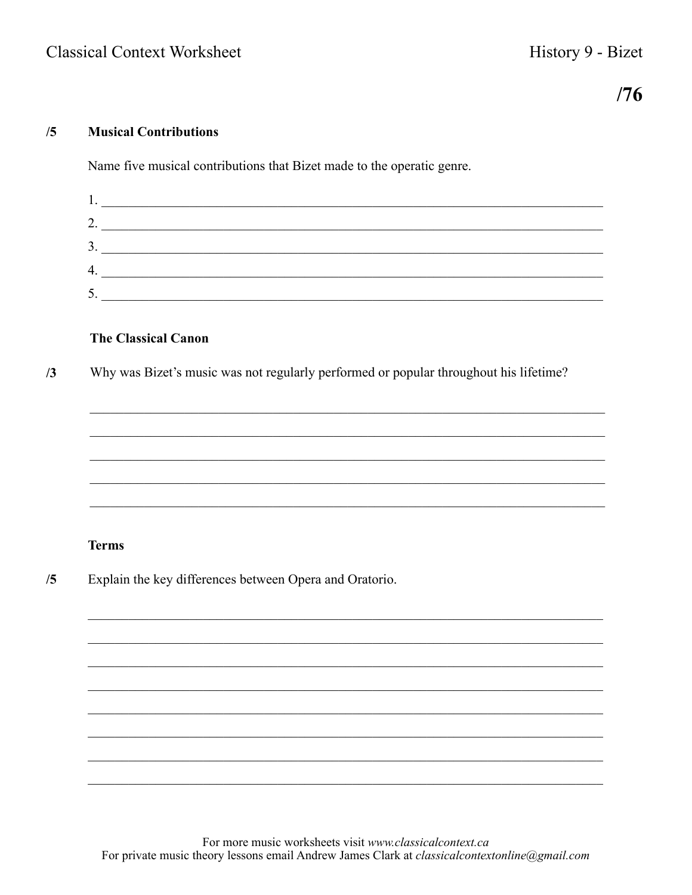# Classical Context Worksheet — History 9 - Bizet

**/76**

**/5** **Musical Contributions**

Name five musical contributions that Bizet made to the operatic genre.

1. ______________________________________________________________
2. ______________________________________________________________
3. ______________________________________________________________
4. ______________________________________________________________
5. ______________________________________________________________

**The Classical Canon**

**/3** Why was Bizet's music was not regularly performed or popular throughout his lifetime?

______________________________________________________________

______________________________________________________________

______________________________________________________________

______________________________________________________________

______________________________________________________________

**Terms**

**/5** Explain the key differences between Opera and Oratorio.

______________________________________________________________

______________________________________________________________

______________________________________________________________

______________________________________________________________

______________________________________________________________

______________________________________________________________

______________________________________________________________

______________________________________________________________

For more music worksheets visit *www.classicalcontext.ca*
For private music theory lessons email Andrew James Clark at *classicalcontextonline@gmail.com*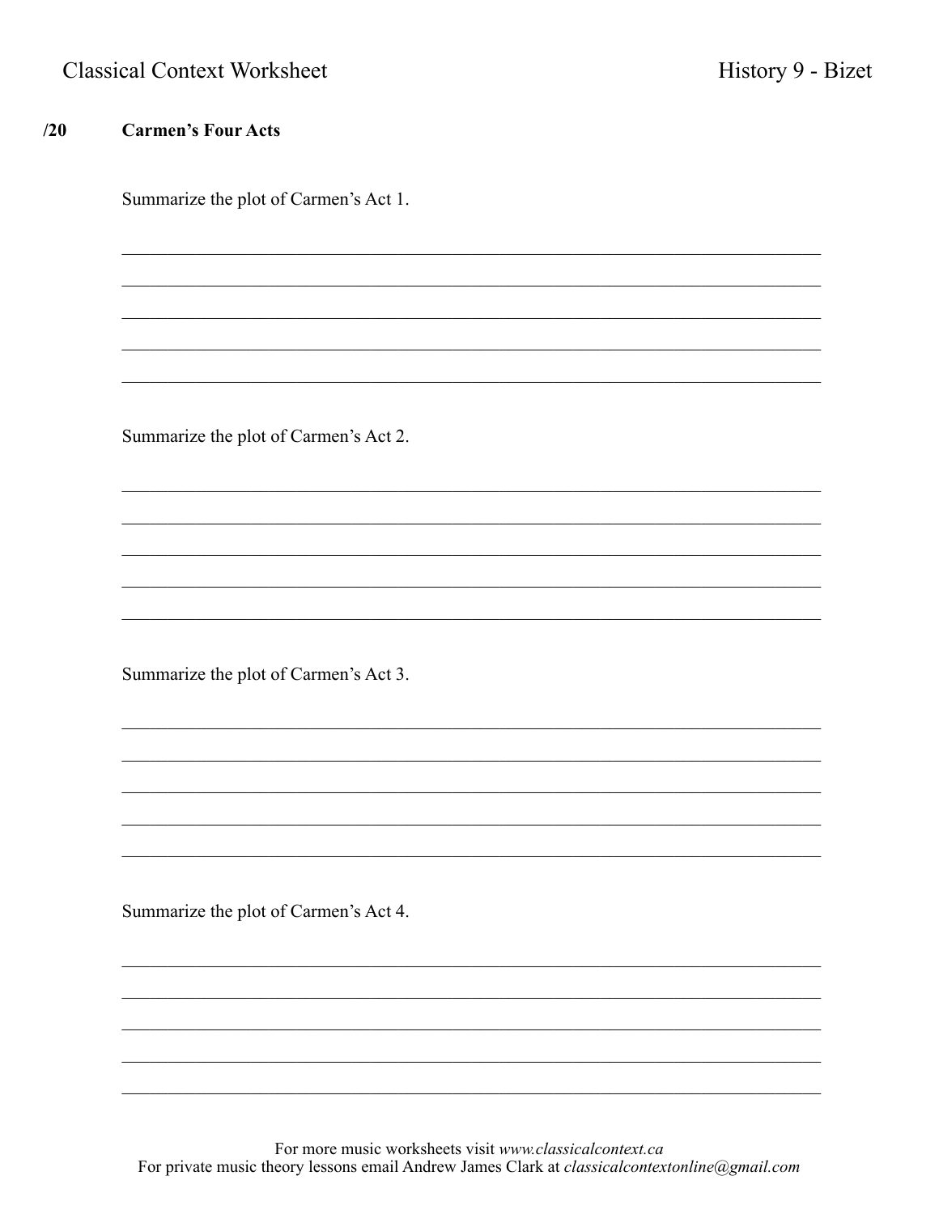**/20 Carmen's Four Acts**

Summarize the plot of Carmen's Act 1.

\_\_\_\_\_\_\_\_\_\_\_\_\_\_\_\_\_\_\_\_\_\_\_\_\_\_\_\_\_\_\_\_\_\_\_\_\_\_\_\_\_\_\_\_\_\_\_\_\_\_\_\_\_\_\_\_\_\_\_\_\_\_\_\_\_\_\_\_\_\_

\_\_\_\_\_\_\_\_\_\_\_\_\_\_\_\_\_\_\_\_\_\_\_\_\_\_\_\_\_\_\_\_\_\_\_\_\_\_\_\_\_\_\_\_\_\_\_\_\_\_\_\_\_\_\_\_\_\_\_\_\_\_\_\_\_\_\_\_\_\_

\_\_\_\_\_\_\_\_\_\_\_\_\_\_\_\_\_\_\_\_\_\_\_\_\_\_\_\_\_\_\_\_\_\_\_\_\_\_\_\_\_\_\_\_\_\_\_\_\_\_\_\_\_\_\_\_\_\_\_\_\_\_\_\_\_\_\_\_\_\_

\_\_\_\_\_\_\_\_\_\_\_\_\_\_\_\_\_\_\_\_\_\_\_\_\_\_\_\_\_\_\_\_\_\_\_\_\_\_\_\_\_\_\_\_\_\_\_\_\_\_\_\_\_\_\_\_\_\_\_\_\_\_\_\_\_\_\_\_\_\_

\_\_\_\_\_\_\_\_\_\_\_\_\_\_\_\_\_\_\_\_\_\_\_\_\_\_\_\_\_\_\_\_\_\_\_\_\_\_\_\_\_\_\_\_\_\_\_\_\_\_\_\_\_\_\_\_\_\_\_\_\_\_\_\_\_\_\_\_\_\_

Summarize the plot of Carmen's Act 2.

\_\_\_\_\_\_\_\_\_\_\_\_\_\_\_\_\_\_\_\_\_\_\_\_\_\_\_\_\_\_\_\_\_\_\_\_\_\_\_\_\_\_\_\_\_\_\_\_\_\_\_\_\_\_\_\_\_\_\_\_\_\_\_\_\_\_\_\_\_\_

\_\_\_\_\_\_\_\_\_\_\_\_\_\_\_\_\_\_\_\_\_\_\_\_\_\_\_\_\_\_\_\_\_\_\_\_\_\_\_\_\_\_\_\_\_\_\_\_\_\_\_\_\_\_\_\_\_\_\_\_\_\_\_\_\_\_\_\_\_\_

\_\_\_\_\_\_\_\_\_\_\_\_\_\_\_\_\_\_\_\_\_\_\_\_\_\_\_\_\_\_\_\_\_\_\_\_\_\_\_\_\_\_\_\_\_\_\_\_\_\_\_\_\_\_\_\_\_\_\_\_\_\_\_\_\_\_\_\_\_\_

\_\_\_\_\_\_\_\_\_\_\_\_\_\_\_\_\_\_\_\_\_\_\_\_\_\_\_\_\_\_\_\_\_\_\_\_\_\_\_\_\_\_\_\_\_\_\_\_\_\_\_\_\_\_\_\_\_\_\_\_\_\_\_\_\_\_\_\_\_\_

\_\_\_\_\_\_\_\_\_\_\_\_\_\_\_\_\_\_\_\_\_\_\_\_\_\_\_\_\_\_\_\_\_\_\_\_\_\_\_\_\_\_\_\_\_\_\_\_\_\_\_\_\_\_\_\_\_\_\_\_\_\_\_\_\_\_\_\_\_\_

Summarize the plot of Carmen's Act 3.

\_\_\_\_\_\_\_\_\_\_\_\_\_\_\_\_\_\_\_\_\_\_\_\_\_\_\_\_\_\_\_\_\_\_\_\_\_\_\_\_\_\_\_\_\_\_\_\_\_\_\_\_\_\_\_\_\_\_\_\_\_\_\_\_\_\_\_\_\_\_

\_\_\_\_\_\_\_\_\_\_\_\_\_\_\_\_\_\_\_\_\_\_\_\_\_\_\_\_\_\_\_\_\_\_\_\_\_\_\_\_\_\_\_\_\_\_\_\_\_\_\_\_\_\_\_\_\_\_\_\_\_\_\_\_\_\_\_\_\_\_

\_\_\_\_\_\_\_\_\_\_\_\_\_\_\_\_\_\_\_\_\_\_\_\_\_\_\_\_\_\_\_\_\_\_\_\_\_\_\_\_\_\_\_\_\_\_\_\_\_\_\_\_\_\_\_\_\_\_\_\_\_\_\_\_\_\_\_\_\_\_

\_\_\_\_\_\_\_\_\_\_\_\_\_\_\_\_\_\_\_\_\_\_\_\_\_\_\_\_\_\_\_\_\_\_\_\_\_\_\_\_\_\_\_\_\_\_\_\_\_\_\_\_\_\_\_\_\_\_\_\_\_\_\_\_\_\_\_\_\_\_

\_\_\_\_\_\_\_\_\_\_\_\_\_\_\_\_\_\_\_\_\_\_\_\_\_\_\_\_\_\_\_\_\_\_\_\_\_\_\_\_\_\_\_\_\_\_\_\_\_\_\_\_\_\_\_\_\_\_\_\_\_\_\_\_\_\_\_\_\_\_

Summarize the plot of Carmen's Act 4.

\_\_\_\_\_\_\_\_\_\_\_\_\_\_\_\_\_\_\_\_\_\_\_\_\_\_\_\_\_\_\_\_\_\_\_\_\_\_\_\_\_\_\_\_\_\_\_\_\_\_\_\_\_\_\_\_\_\_\_\_\_\_\_\_\_\_\_\_\_\_

\_\_\_\_\_\_\_\_\_\_\_\_\_\_\_\_\_\_\_\_\_\_\_\_\_\_\_\_\_\_\_\_\_\_\_\_\_\_\_\_\_\_\_\_\_\_\_\_\_\_\_\_\_\_\_\_\_\_\_\_\_\_\_\_\_\_\_\_\_\_

\_\_\_\_\_\_\_\_\_\_\_\_\_\_\_\_\_\_\_\_\_\_\_\_\_\_\_\_\_\_\_\_\_\_\_\_\_\_\_\_\_\_\_\_\_\_\_\_\_\_\_\_\_\_\_\_\_\_\_\_\_\_\_\_\_\_\_\_\_\_

\_\_\_\_\_\_\_\_\_\_\_\_\_\_\_\_\_\_\_\_\_\_\_\_\_\_\_\_\_\_\_\_\_\_\_\_\_\_\_\_\_\_\_\_\_\_\_\_\_\_\_\_\_\_\_\_\_\_\_\_\_\_\_\_\_\_\_\_\_\_

\_\_\_\_\_\_\_\_\_\_\_\_\_\_\_\_\_\_\_\_\_\_\_\_\_\_\_\_\_\_\_\_\_\_\_\_\_\_\_\_\_\_\_\_\_\_\_\_\_\_\_\_\_\_\_\_\_\_\_\_\_\_\_\_\_\_\_\_\_\_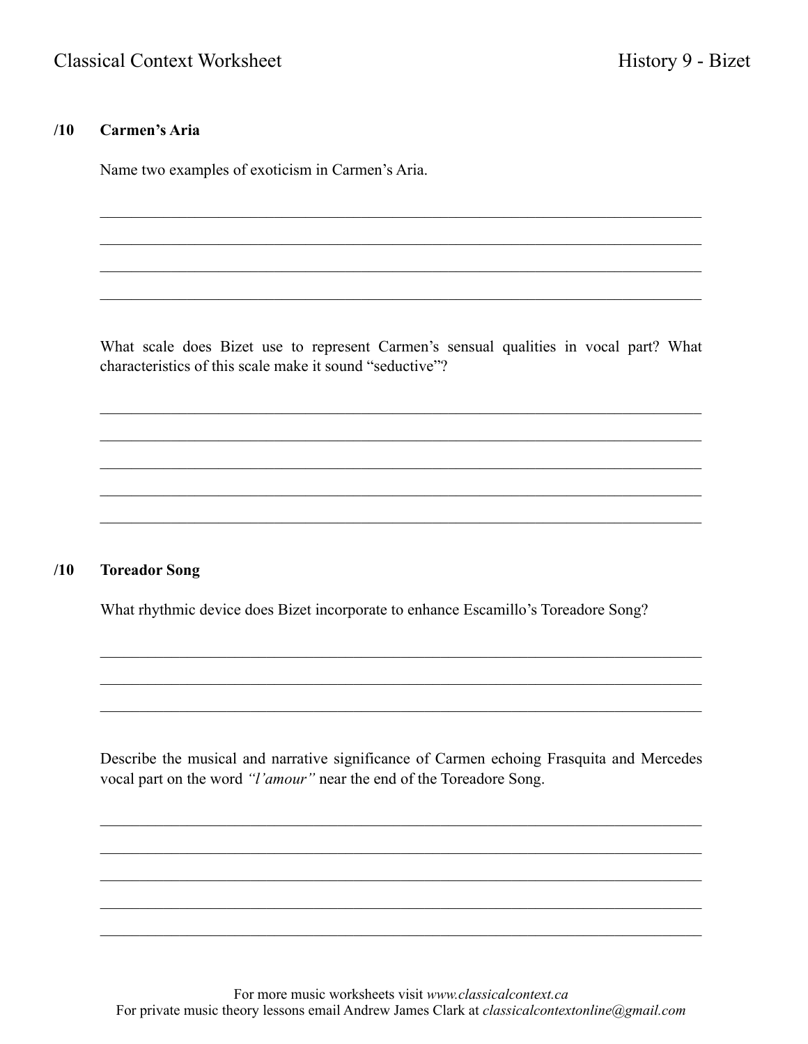**/10 Carmen's Aria**

Name two examples of exoticism in Carmen's Aria.

______________________________________________________________________

______________________________________________________________________

______________________________________________________________________

______________________________________________________________________

What scale does Bizet use to represent Carmen's sensual qualities in vocal part? What characteristics of this scale make it sound "seductive"?

______________________________________________________________________

______________________________________________________________________

______________________________________________________________________

______________________________________________________________________

______________________________________________________________________

**/10 Toreador Song**

What rhythmic device does Bizet incorporate to enhance Escamillo's Toreadore Song?

______________________________________________________________________

______________________________________________________________________

______________________________________________________________________

Describe the musical and narrative significance of Carmen echoing Frasquita and Mercedes vocal part on the word *"l'amour"* near the end of the Toreadore Song.

______________________________________________________________________

______________________________________________________________________

______________________________________________________________________

______________________________________________________________________

______________________________________________________________________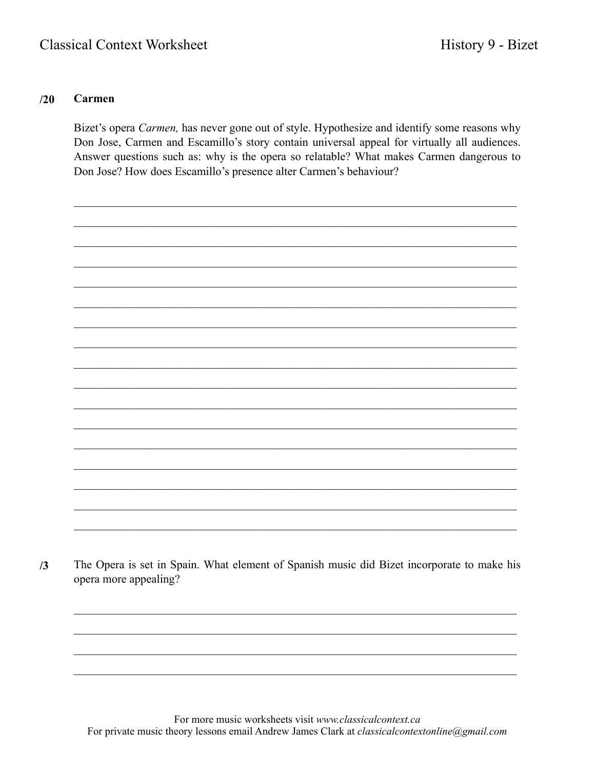**/20 Carmen**

Bizet's opera *Carmen,* has never gone out of style. Hypothesize and identify some reasons why Don Jose, Carmen and Escamillo's story contain universal appeal for virtually all audiences. Answer questions such as: why is the opera so relatable? What makes Carmen dangerous to Don Jose? How does Escamillo's presence alter Carmen's behaviour?

________________________________________________________________________________

________________________________________________________________________________

________________________________________________________________________________

________________________________________________________________________________

________________________________________________________________________________

________________________________________________________________________________

________________________________________________________________________________

________________________________________________________________________________

________________________________________________________________________________

________________________________________________________________________________

________________________________________________________________________________

________________________________________________________________________________

________________________________________________________________________________

________________________________________________________________________________

________________________________________________________________________________

________________________________________________________________________________

________________________________________________________________________________

**/3** The Opera is set in Spain. What element of Spanish music did Bizet incorporate to make his opera more appealing?

________________________________________________________________________________

________________________________________________________________________________

________________________________________________________________________________

________________________________________________________________________________

For more music worksheets visit *www.classicalcontext.ca*
For private music theory lessons email Andrew James Clark at *classicalcontextonline@gmail.com*